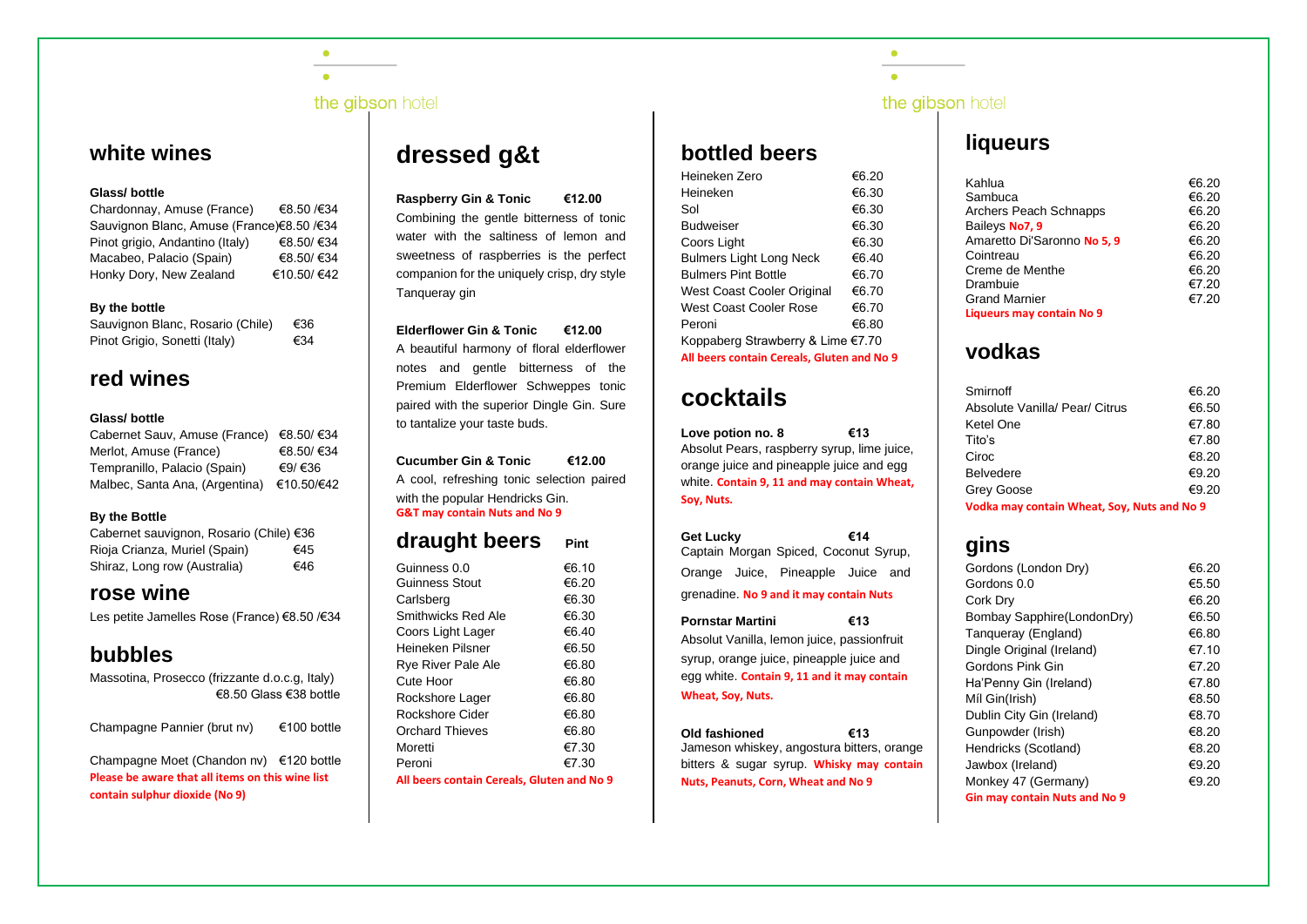the gibson hotel

## white wines

**Glass/ bottle**

| | |
|---|---|
| Chardonnay, Amuse (France) | €8.50 /€34 |
| Sauvignon Blanc, Amuse (France) | €8.50 /€34 |
| Pinot grigio, Andantino (Italy) | €8.50/ €34 |
| Macabeo, Palacio (Spain) | €8.50/ €34 |
| Honky Dory, New Zealand | €10.50/ €42 |

**By the bottle**

| | |
|---|---|
| Sauvignon Blanc, Rosario (Chile) | €36 |
| Pinot Grigio, Sonetti (Italy) | €34 |

## red wines

**Glass/ bottle**

| | |
|---|---|
| Cabernet Sauv, Amuse (France) | €8.50/ €34 |
| Merlot, Amuse (France) | €8.50/ €34 |
| Tempranillo, Palacio (Spain) | €9/ €36 |
| Malbec, Santa Ana, (Argentina) | €10.50/€42 |

**By the Bottle**

| | |
|---|---|
| Cabernet sauvignon, Rosario (Chile) | €36 |
| Rioja Crianza, Muriel (Spain) | €45 |
| Shiraz, Long row (Australia) | €46 |

## rose wine

Les petite Jamelles Rose (France) €8.50 /€34

## bubbles

Massotina, Prosecco (frizzante d.o.c.g, Italy) €8.50 Glass €38 bottle

Champagne Pannier (brut nv) €100 bottle

Champagne Moet (Chandon nv) €120 bottle

**Please be aware that all items on this wine list contain sulphur dioxide (No 9)**

## dressed g&t

**Raspberry Gin & Tonic €12.00**
Combining the gentle bitterness of tonic water with the saltiness of lemon and sweetness of raspberries is the perfect companion for the uniquely crisp, dry style Tanqueray gin

**Elderflower Gin & Tonic €12.00**
A beautiful harmony of floral elderflower notes and gentle bitterness of the Premium Elderflower Schweppes tonic paired with the superior Dingle Gin. Sure to tantalize your taste buds.

**Cucumber Gin & Tonic €12.00**
A cool, refreshing tonic selection paired with the popular Hendricks Gin.
**G&T may contain Nuts and No 9**

## draught beers

| | Pint |
|---|---|
| Guinness 0.0 | €6.10 |
| Guinness Stout | €6.20 |
| Carlsberg | €6.30 |
| Smithwicks Red Ale | €6.30 |
| Coors Light Lager | €6.40 |
| Heineken Pilsner | €6.50 |
| Rye River Pale Ale | €6.80 |
| Cute Hoor | €6.80 |
| Rockshore Lager | €6.80 |
| Rockshore Cider | €6.80 |
| Orchard Thieves | €6.80 |
| Moretti | €7.30 |
| Peroni | €7.30 |

**All beers contain Cereals, Gluten and No 9**

## bottled beers

| | |
|---|---|
| Heineken Zero | €6.20 |
| Heineken | €6.30 |
| Sol | €6.30 |
| Budweiser | €6.30 |
| Coors Light | €6.30 |
| Bulmers Light Long Neck | €6.40 |
| Bulmers Pint Bottle | €6.70 |
| West Coast Cooler Original | €6.70 |
| West Coast Cooler Rose | €6.70 |
| Peroni | €6.80 |
| Koppaberg Strawberry & Lime | €7.70 |

**All beers contain Cereals, Gluten and No 9**

## cocktails

**Love potion no. 8 €13**
Absolut Pears, raspberry syrup, lime juice, orange juice and pineapple juice and egg white. **Contain 9, 11 and may contain Wheat, Soy, Nuts.**

**Get Lucky €14**
Captain Morgan Spiced, Coconut Syrup, Orange Juice, Pineapple Juice and grenadine. **No 9 and it may contain Nuts**

**Pornstar Martini €13**
Absolut Vanilla, lemon juice, passionfruit syrup, orange juice, pineapple juice and egg white. **Contain 9, 11 and it may contain Wheat, Soy, Nuts.**

**Old fashioned €13**
Jameson whiskey, angostura bitters, orange bitters & sugar syrup. **Whisky may contain Nuts, Peanuts, Corn, Wheat and No 9**

## liqueurs

| | |
|---|---|
| Kahlua | €6.20 |
| Sambuca | €6.20 |
| Archers Peach Schnapps | €6.20 |
| Baileys **No7, 9** | €6.20 |
| Amaretto Di'Saronno **No 5, 9** | €6.20 |
| Cointreau | €6.20 |
| Creme de Menthe | €6.20 |
| Drambuie | €7.20 |
| Grand Marnier | €7.20 |

**Liqueurs may contain No 9**

## vodkas

| | |
|---|---|
| Smirnoff | €6.20 |
| Absolute Vanilla/ Pear/ Citrus | €6.50 |
| Ketel One | €7.80 |
| Tito's | €7.80 |
| Ciroc | €8.20 |
| Belvedere | €9.20 |
| Grey Goose | €9.20 |

**Vodka may contain Wheat, Soy, Nuts and No 9**

## gins

| | |
|---|---|
| Gordons (London Dry) | €6.20 |
| Gordons 0.0 | €5.50 |
| Cork Dry | €6.20 |
| Bombay Sapphire(LondonDry) | €6.50 |
| Tanqueray (England) | €6.80 |
| Dingle Original (Ireland) | €7.10 |
| Gordons Pink Gin | €7.20 |
| Ha'Penny Gin (Ireland) | €7.80 |
| Míl Gin(Irish) | €8.50 |
| Dublin City Gin (Ireland) | €8.70 |
| Gunpowder (Irish) | €8.20 |
| Hendricks (Scotland) | €8.20 |
| Jawbox (Ireland) | €9.20 |
| Monkey 47 (Germany) | €9.20 |

**Gin may contain Nuts and No 9**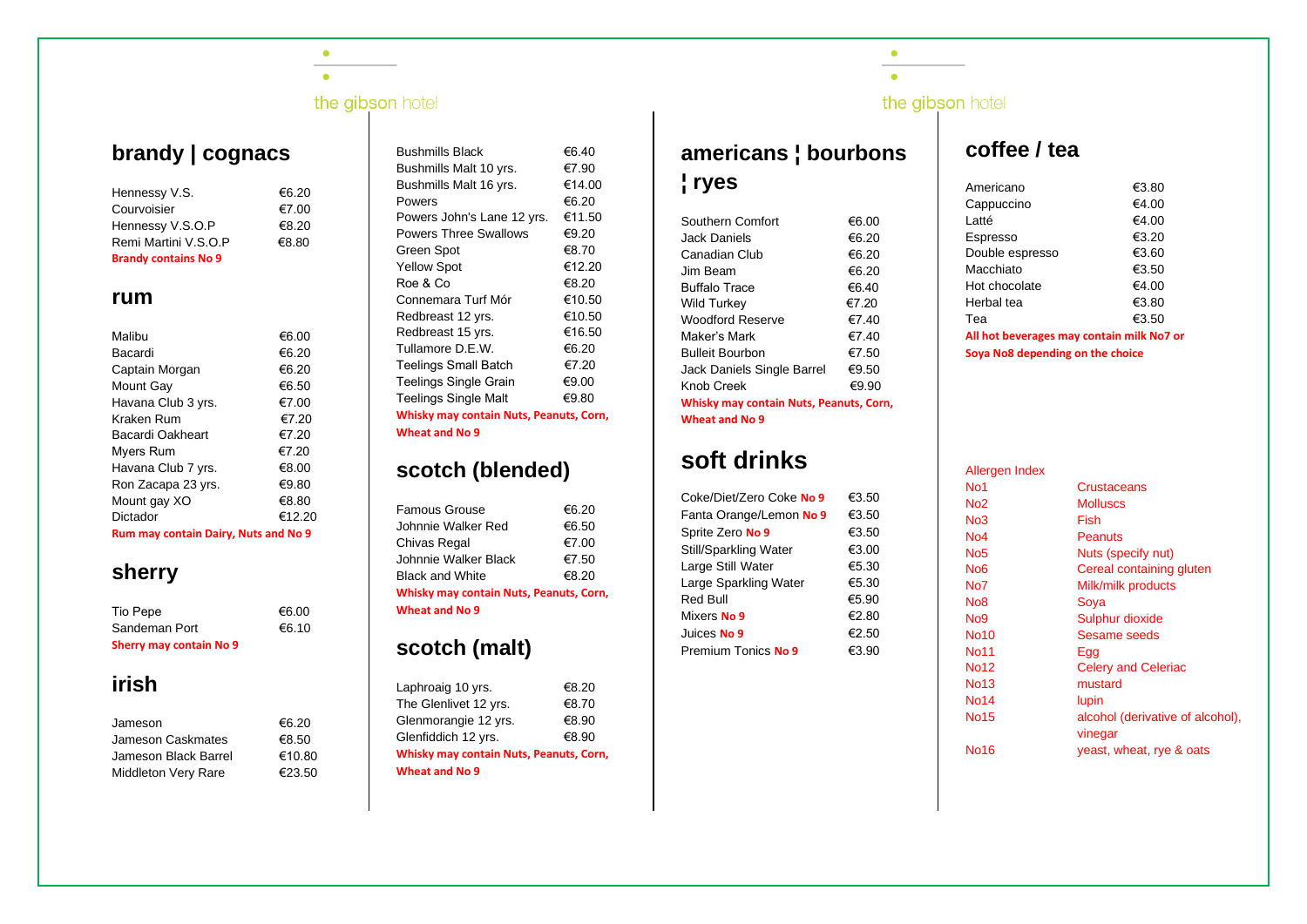the gibson hotel

## brandy | cognacs

| | |
|---|---|
| Hennessy V.S. | €6.20 |
| Courvoisier | €7.00 |
| Hennessy V.S.O.P | €8.20 |
| Remi Martini V.S.O.P | €8.80 |

**Brandy contains No 9**

## rum

| | |
|---|---|
| Malibu | €6.00 |
| Bacardi | €6.20 |
| Captain Morgan | €6.20 |
| Mount Gay | €6.50 |
| Havana Club 3 yrs. | €7.00 |
| Kraken Rum | €7.20 |
| Bacardi Oakheart | €7.20 |
| Myers Rum | €7.20 |
| Havana Club 7 yrs. | €8.00 |
| Ron Zacapa 23 yrs. | €9.80 |
| Mount gay XO | €8.80 |
| Dictador | €12.20 |

**Rum may contain Dairy, Nuts and No 9**

## sherry

| | |
|---|---|
| Tio Pepe | €6.00 |
| Sandeman Port | €6.10 |

**Sherry may contain No 9**

## irish

| | |
|---|---|
| Jameson | €6.20 |
| Jameson Caskmates | €8.50 |
| Jameson Black Barrel | €10.80 |
| Middleton Very Rare | €23.50 |
| Bushmills Black | €6.40 |
| Bushmills Malt 10 yrs. | €7.90 |
| Bushmills Malt 16 yrs. | €14.00 |
| Powers | €6.20 |
| Powers John's Lane 12 yrs. | €11.50 |
| Powers Three Swallows | €9.20 |
| Green Spot | €8.70 |
| Yellow Spot | €12.20 |
| Roe & Co | €8.20 |
| Connemara Turf Mór | €10.50 |
| Redbreast 12 yrs. | €10.50 |
| Redbreast 15 yrs. | €16.50 |
| Tullamore D.E.W. | €6.20 |
| Teelings Small Batch | €7.20 |
| Teelings Single Grain | €9.00 |
| Teelings Single Malt | €9.80 |

**Whisky may contain Nuts, Peanuts, Corn, Wheat and No 9**

## scotch (blended)

| | |
|---|---|
| Famous Grouse | €6.20 |
| Johnnie Walker Red | €6.50 |
| Chivas Regal | €7.00 |
| Johnnie Walker Black | €7.50 |
| Black and White | €8.20 |

**Whisky may contain Nuts, Peanuts, Corn, Wheat and No 9**

## scotch (malt)

| | |
|---|---|
| Laphroaig 10 yrs. | €8.20 |
| The Glenlivet 12 yrs. | €8.70 |
| Glenmorangie 12 yrs. | €8.90 |
| Glenfiddich 12 yrs. | €8.90 |

**Whisky may contain Nuts, Peanuts, Corn, Wheat and No 9**

the gibson hotel

## americans ¦ bourbons ¦ ryes

| | |
|---|---|
| Southern Comfort | €6.00 |
| Jack Daniels | €6.20 |
| Canadian Club | €6.20 |
| Jim Beam | €6.20 |
| Buffalo Trace | €6.40 |
| Wild Turkey | €7.20 |
| Woodford Reserve | €7.40 |
| Maker's Mark | €7.40 |
| Bulleit Bourbon | €7.50 |
| Jack Daniels Single Barrel | €9.50 |
| Knob Creek | €9.90 |

**Whisky may contain Nuts, Peanuts, Corn, Wheat and No 9**

## soft drinks

| | |
|---|---|
| Coke/Diet/Zero Coke **No 9** | €3.50 |
| Fanta Orange/Lemon **No 9** | €3.50 |
| Sprite Zero **No 9** | €3.50 |
| Still/Sparkling Water | €3.00 |
| Large Still Water | €5.30 |
| Large Sparkling Water | €5.30 |
| Red Bull | €5.90 |
| Mixers **No 9** | €2.80 |
| Juices **No 9** | €2.50 |
| Premium Tonics **No 9** | €3.90 |

## coffee / tea

| | |
|---|---|
| Americano | €3.80 |
| Cappuccino | €4.00 |
| Latté | €4.00 |
| Espresso | €3.20 |
| Double espresso | €3.60 |
| Macchiato | €3.50 |
| Hot chocolate | €4.00 |
| Herbal tea | €3.80 |
| Tea | €3.50 |

**All hot beverages may contain milk No7 or Soya No8 depending on the choice**

Allergen Index

| | |
|---|---|
| No1 | Crustaceans |
| No2 | Molluscs |
| No3 | Fish |
| No4 | Peanuts |
| No5 | Nuts (specify nut) |
| No6 | Cereal containing gluten |
| No7 | Milk/milk products |
| No8 | Soya |
| No9 | Sulphur dioxide |
| No10 | Sesame seeds |
| No11 | Egg |
| No12 | Celery and Celeriac |
| No13 | mustard |
| No14 | lupin |
| No15 | alcohol (derivative of alcohol), vinegar |
| No16 | yeast, wheat, rye & oats |